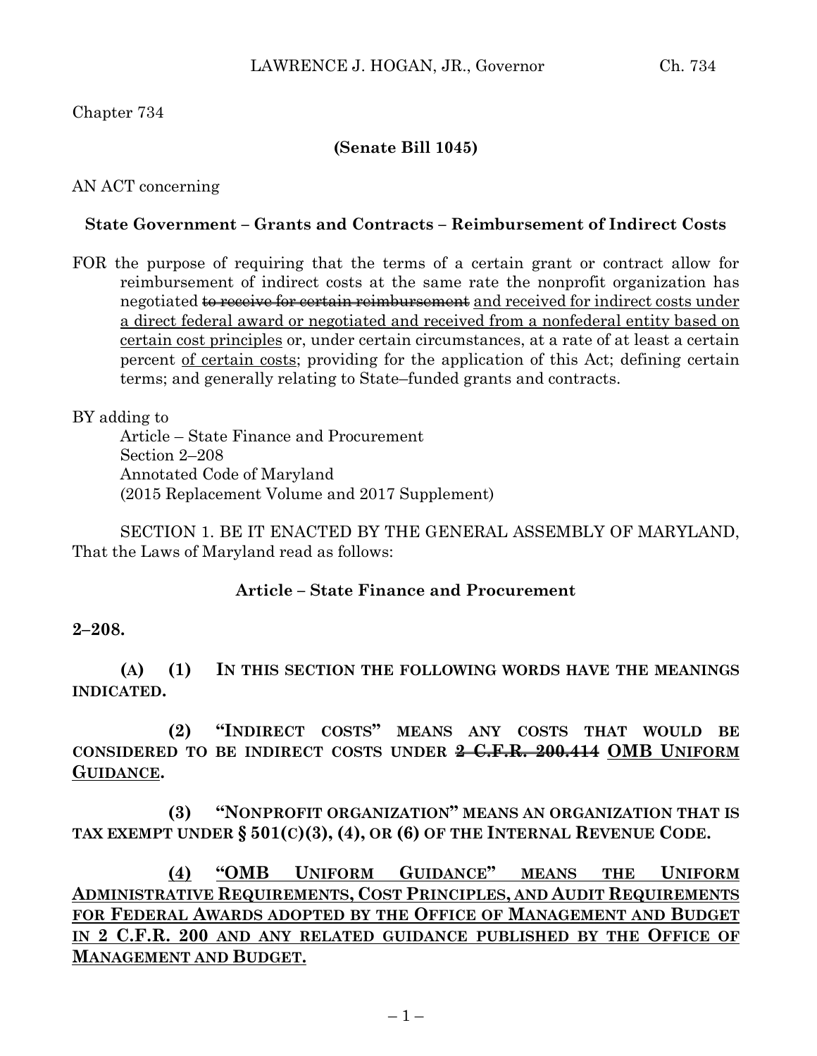Chapter 734

**(Senate Bill 1045)**

AN ACT concerning

**State Government – Grants and Contracts – Reimbursement of Indirect Costs**

FOR the purpose of requiring that the terms of a certain grant or contract allow for reimbursement of indirect costs at the same rate the nonprofit organization has negotiated ~~to receive for certain reimbursement~~ <u>and received for indirect costs under a direct federal award or negotiated and received from a nonfederal entity based on certain cost principles</u> or, under certain circumstances, at a rate of at least a certain percent <u>of certain costs</u>; providing for the application of this Act; defining certain terms; and generally relating to State–funded grants and contracts.

BY adding to
Article – State Finance and Procurement
Section 2–208
Annotated Code of Maryland
(2015 Replacement Volume and 2017 Supplement)

SECTION 1. BE IT ENACTED BY THE GENERAL ASSEMBLY OF MARYLAND, That the Laws of Maryland read as follows:

**Article – State Finance and Procurement**

**2–208.**

**(A) (1) IN THIS SECTION THE FOLLOWING WORDS HAVE THE MEANINGS INDICATED.**

**(2) "INDIRECT COSTS" MEANS ANY COSTS THAT WOULD BE CONSIDERED TO BE INDIRECT COSTS UNDER ~~2 C.F.R. 200.414~~ <u>OMB UNIFORM GUIDANCE</u>.**

**(3) "NONPROFIT ORGANIZATION" MEANS AN ORGANIZATION THAT IS TAX EXEMPT UNDER § 501(C)(3), (4), OR (6) OF THE INTERNAL REVENUE CODE.**

**<u>(4) "OMB UNIFORM GUIDANCE" MEANS THE UNIFORM ADMINISTRATIVE REQUIREMENTS, COST PRINCIPLES, AND AUDIT REQUIREMENTS FOR FEDERAL AWARDS ADOPTED BY THE OFFICE OF MANAGEMENT AND BUDGET IN 2 C.F.R. 200 AND ANY RELATED GUIDANCE PUBLISHED BY THE OFFICE OF MANAGEMENT AND BUDGET.</u>**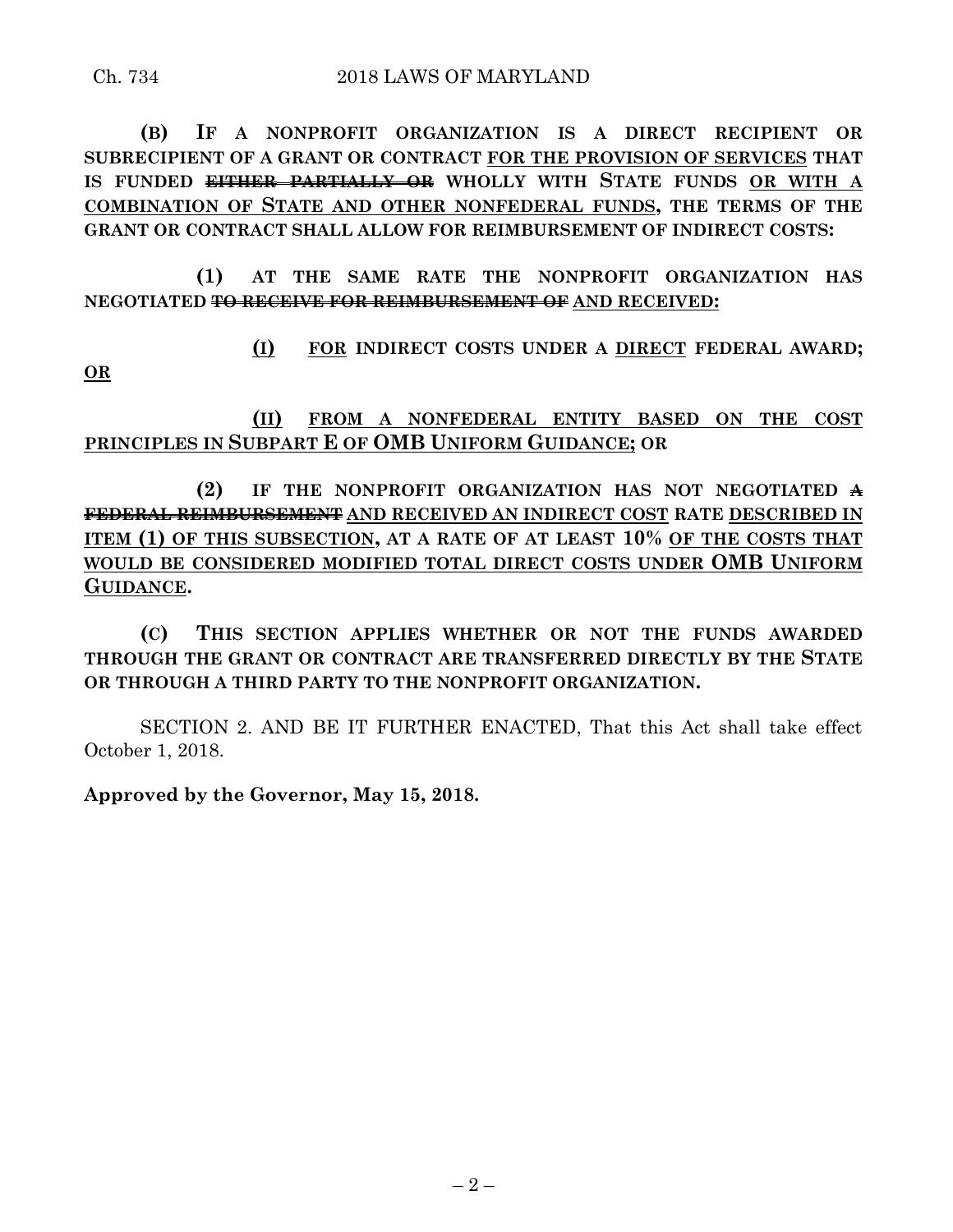**(B) IF A NONPROFIT ORGANIZATION IS A DIRECT RECIPIENT OR SUBRECIPIENT OF A GRANT OR CONTRACT FOR THE PROVISION OF SERVICES THAT IS FUNDED ~~EITHER PARTIALLY OR~~ WHOLLY WITH STATE FUNDS OR WITH A COMBINATION OF STATE AND OTHER NONFEDERAL FUNDS, THE TERMS OF THE GRANT OR CONTRACT SHALL ALLOW FOR REIMBURSEMENT OF INDIRECT COSTS:**

**(1) AT THE SAME RATE THE NONPROFIT ORGANIZATION HAS NEGOTIATED ~~TO RECEIVE FOR REIMBURSEMENT OF~~ AND RECEIVED:**

**(I) FOR INDIRECT COSTS UNDER A DIRECT FEDERAL AWARD; OR**

**(II) FROM A NONFEDERAL ENTITY BASED ON THE COST PRINCIPLES IN SUBPART E OF OMB UNIFORM GUIDANCE; OR**

**(2) IF THE NONPROFIT ORGANIZATION HAS NOT NEGOTIATED ~~A FEDERAL REIMBURSEMENT~~ AND RECEIVED AN INDIRECT COST RATE DESCRIBED IN ITEM (1) OF THIS SUBSECTION, AT A RATE OF AT LEAST 10% OF THE COSTS THAT WOULD BE CONSIDERED MODIFIED TOTAL DIRECT COSTS UNDER OMB UNIFORM GUIDANCE.**

**(C) THIS SECTION APPLIES WHETHER OR NOT THE FUNDS AWARDED THROUGH THE GRANT OR CONTRACT ARE TRANSFERRED DIRECTLY BY THE STATE OR THROUGH A THIRD PARTY TO THE NONPROFIT ORGANIZATION.**

SECTION 2. AND BE IT FURTHER ENACTED, That this Act shall take effect October 1, 2018.

**Approved by the Governor, May 15, 2018.**